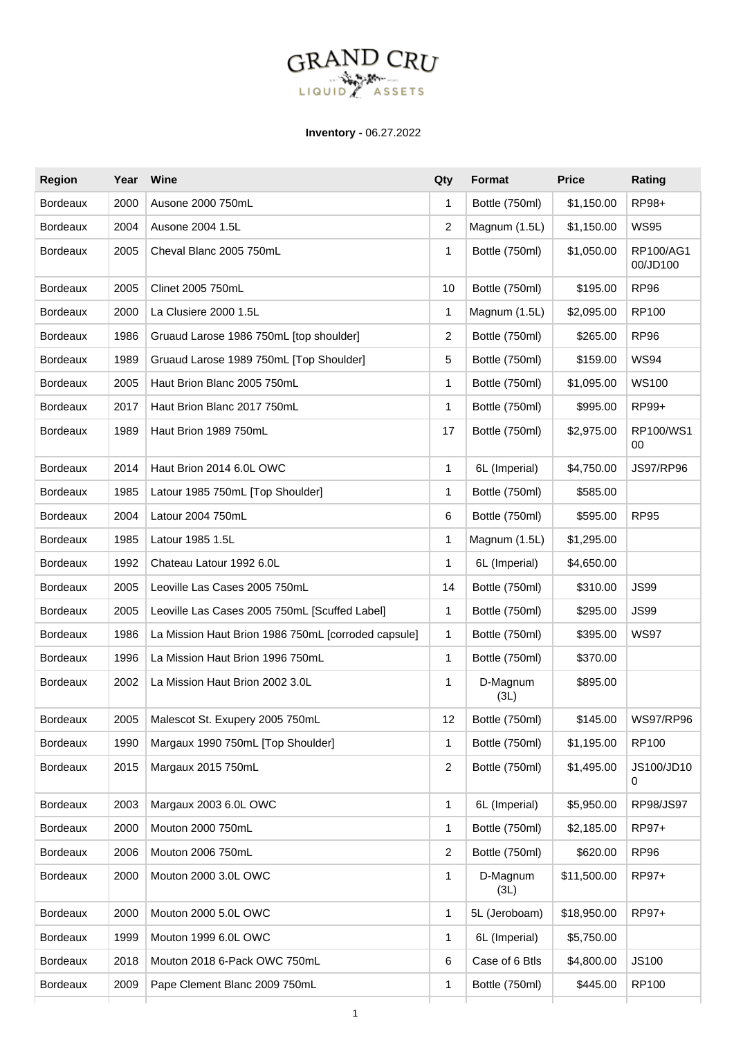GRAND CRU

LIQUID ASSETS

**Inventory -** 06.27.2022

| Region | Year | Wine | Qty | Format | Price | Rating |
|---|---|---|---|---|---|---|
| Bordeaux | 2000 | Ausone 2000 750mL | 1 | Bottle (750ml) | $1,150.00 | RP98+ |
| Bordeaux | 2004 | Ausone 2004 1.5L | 2 | Magnum (1.5L) | $1,150.00 | WS95 |
| Bordeaux | 2005 | Cheval Blanc 2005 750mL | 1 | Bottle (750ml) | $1,050.00 | RP100/AG100/JD100 |
| Bordeaux | 2005 | Clinet 2005 750mL | 10 | Bottle (750ml) | $195.00 | RP96 |
| Bordeaux | 2000 | La Clusiere 2000 1.5L | 1 | Magnum (1.5L) | $2,095.00 | RP100 |
| Bordeaux | 1986 | Gruaud Larose 1986 750mL [top shoulder] | 2 | Bottle (750ml) | $265.00 | RP96 |
| Bordeaux | 1989 | Gruaud Larose 1989 750mL [Top Shoulder] | 5 | Bottle (750ml) | $159.00 | WS94 |
| Bordeaux | 2005 | Haut Brion Blanc 2005 750mL | 1 | Bottle (750ml) | $1,095.00 | WS100 |
| Bordeaux | 2017 | Haut Brion Blanc 2017 750mL | 1 | Bottle (750ml) | $995.00 | RP99+ |
| Bordeaux | 1989 | Haut Brion 1989 750mL | 17 | Bottle (750ml) | $2,975.00 | RP100/WS100 |
| Bordeaux | 2014 | Haut Brion 2014 6.0L OWC | 1 | 6L (Imperial) | $4,750.00 | JS97/RP96 |
| Bordeaux | 1985 | Latour 1985 750mL [Top Shoulder] | 1 | Bottle (750ml) | $585.00 | |
| Bordeaux | 2004 | Latour 2004 750mL | 6 | Bottle (750ml) | $595.00 | RP95 |
| Bordeaux | 1985 | Latour 1985 1.5L | 1 | Magnum (1.5L) | $1,295.00 | |
| Bordeaux | 1992 | Chateau Latour 1992 6.0L | 1 | 6L (Imperial) | $4,650.00 | |
| Bordeaux | 2005 | Leoville Las Cases 2005 750mL | 14 | Bottle (750ml) | $310.00 | JS99 |
| Bordeaux | 2005 | Leoville Las Cases 2005 750mL [Scuffed Label] | 1 | Bottle (750ml) | $295.00 | JS99 |
| Bordeaux | 1986 | La Mission Haut Brion 1986 750mL [corroded capsule] | 1 | Bottle (750ml) | $395.00 | WS97 |
| Bordeaux | 1996 | La Mission Haut Brion 1996 750mL | 1 | Bottle (750ml) | $370.00 | |
| Bordeaux | 2002 | La Mission Haut Brion 2002 3.0L | 1 | D-Magnum (3L) | $895.00 | |
| Bordeaux | 2005 | Malescot St. Exupery 2005 750mL | 12 | Bottle (750ml) | $145.00 | WS97/RP96 |
| Bordeaux | 1990 | Margaux 1990 750mL [Top Shoulder] | 1 | Bottle (750ml) | $1,195.00 | RP100 |
| Bordeaux | 2015 | Margaux 2015 750mL | 2 | Bottle (750ml) | $1,495.00 | JS100/JD100 |
| Bordeaux | 2003 | Margaux 2003 6.0L OWC | 1 | 6L (Imperial) | $5,950.00 | RP98/JS97 |
| Bordeaux | 2000 | Mouton 2000 750mL | 1 | Bottle (750ml) | $2,185.00 | RP97+ |
| Bordeaux | 2006 | Mouton 2006 750mL | 2 | Bottle (750ml) | $620.00 | RP96 |
| Bordeaux | 2000 | Mouton 2000 3.0L OWC | 1 | D-Magnum (3L) | $11,500.00 | RP97+ |
| Bordeaux | 2000 | Mouton 2000 5.0L OWC | 1 | 5L (Jeroboam) | $18,950.00 | RP97+ |
| Bordeaux | 1999 | Mouton 1999 6.0L OWC | 1 | 6L (Imperial) | $5,750.00 | |
| Bordeaux | 2018 | Mouton 2018 6-Pack OWC 750mL | 6 | Case of 6 Btls | $4,800.00 | JS100 |
| Bordeaux | 2009 | Pape Clement Blanc 2009 750mL | 1 | Bottle (750ml) | $445.00 | RP100 |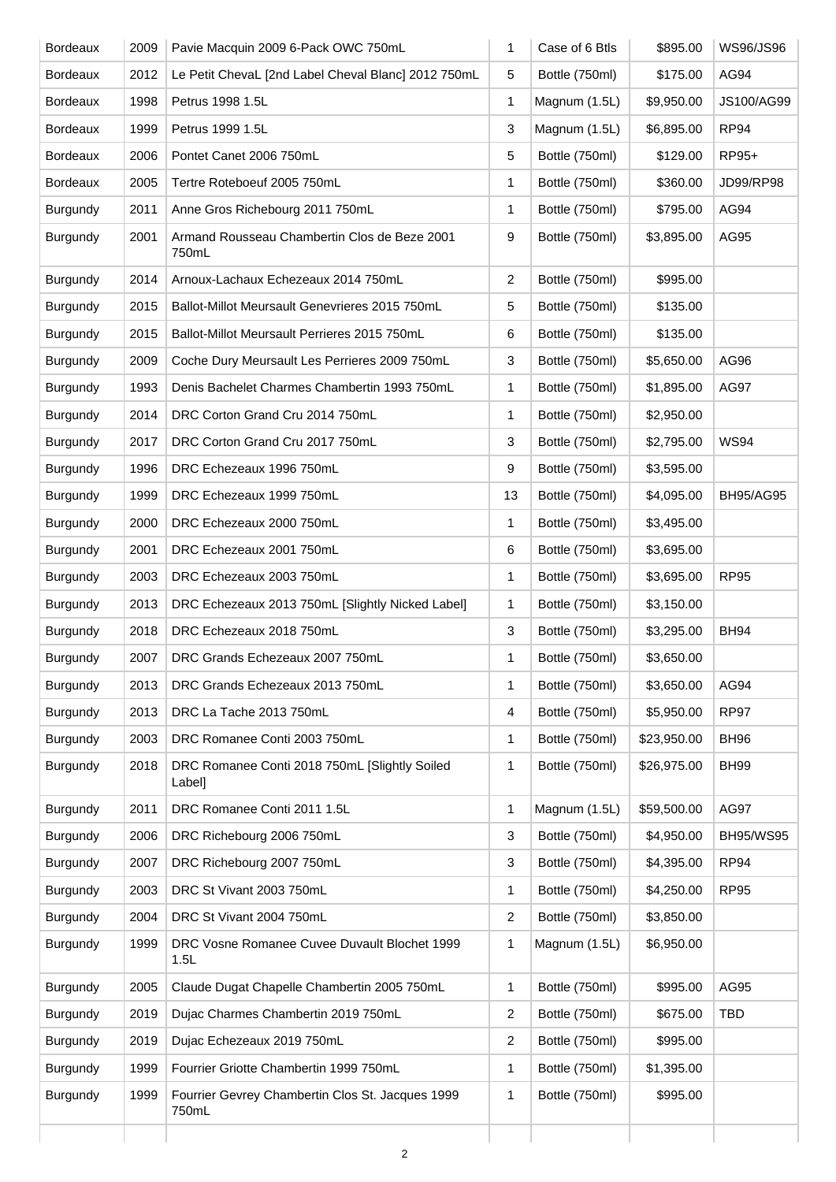| Bordeaux | 2009 | Pavie Macquin 2009 6-Pack OWC 750mL | 1 | Case of 6 Btls | $895.00 | WS96/JS96 |
|---|---|---|---|---|---|---|
| Bordeaux | 2012 | Le Petit ChevaL [2nd Label Cheval Blanc] 2012 750mL | 5 | Bottle (750ml) | $175.00 | AG94 |
| Bordeaux | 1998 | Petrus 1998 1.5L | 1 | Magnum (1.5L) | $9,950.00 | JS100/AG99 |
| Bordeaux | 1999 | Petrus 1999 1.5L | 3 | Magnum (1.5L) | $6,895.00 | RP94 |
| Bordeaux | 2006 | Pontet Canet 2006 750mL | 5 | Bottle (750ml) | $129.00 | RP95+ |
| Bordeaux | 2005 | Tertre Roteboeuf 2005 750mL | 1 | Bottle (750ml) | $360.00 | JD99/RP98 |
| Burgundy | 2011 | Anne Gros Richebourg 2011 750mL | 1 | Bottle (750ml) | $795.00 | AG94 |
| Burgundy | 2001 | Armand Rousseau Chambertin Clos de Beze 2001 750mL | 9 | Bottle (750ml) | $3,895.00 | AG95 |
| Burgundy | 2014 | Arnoux-Lachaux Echezeaux 2014 750mL | 2 | Bottle (750ml) | $995.00 | |
| Burgundy | 2015 | Ballot-Millot Meursault Genevrieres 2015 750mL | 5 | Bottle (750ml) | $135.00 | |
| Burgundy | 2015 | Ballot-Millot Meursault Perrieres 2015 750mL | 6 | Bottle (750ml) | $135.00 | |
| Burgundy | 2009 | Coche Dury Meursault Les Perrieres 2009 750mL | 3 | Bottle (750ml) | $5,650.00 | AG96 |
| Burgundy | 1993 | Denis Bachelet Charmes Chambertin 1993 750mL | 1 | Bottle (750ml) | $1,895.00 | AG97 |
| Burgundy | 2014 | DRC Corton Grand Cru 2014 750mL | 1 | Bottle (750ml) | $2,950.00 | |
| Burgundy | 2017 | DRC Corton Grand Cru 2017 750mL | 3 | Bottle (750ml) | $2,795.00 | WS94 |
| Burgundy | 1996 | DRC Echezeaux 1996 750mL | 9 | Bottle (750ml) | $3,595.00 | |
| Burgundy | 1999 | DRC Echezeaux 1999 750mL | 13 | Bottle (750ml) | $4,095.00 | BH95/AG95 |
| Burgundy | 2000 | DRC Echezeaux 2000 750mL | 1 | Bottle (750ml) | $3,495.00 | |
| Burgundy | 2001 | DRC Echezeaux 2001 750mL | 6 | Bottle (750ml) | $3,695.00 | |
| Burgundy | 2003 | DRC Echezeaux 2003 750mL | 1 | Bottle (750ml) | $3,695.00 | RP95 |
| Burgundy | 2013 | DRC Echezeaux 2013 750mL [Slightly Nicked Label] | 1 | Bottle (750ml) | $3,150.00 | |
| Burgundy | 2018 | DRC Echezeaux 2018 750mL | 3 | Bottle (750ml) | $3,295.00 | BH94 |
| Burgundy | 2007 | DRC Grands Echezeaux 2007 750mL | 1 | Bottle (750ml) | $3,650.00 | |
| Burgundy | 2013 | DRC Grands Echezeaux 2013 750mL | 1 | Bottle (750ml) | $3,650.00 | AG94 |
| Burgundy | 2013 | DRC La Tache 2013 750mL | 4 | Bottle (750ml) | $5,950.00 | RP97 |
| Burgundy | 2003 | DRC Romanee Conti 2003 750mL | 1 | Bottle (750ml) | $23,950.00 | BH96 |
| Burgundy | 2018 | DRC Romanee Conti 2018 750mL [Slightly Soiled Label] | 1 | Bottle (750ml) | $26,975.00 | BH99 |
| Burgundy | 2011 | DRC Romanee Conti 2011 1.5L | 1 | Magnum (1.5L) | $59,500.00 | AG97 |
| Burgundy | 2006 | DRC Richebourg 2006 750mL | 3 | Bottle (750ml) | $4,950.00 | BH95/WS95 |
| Burgundy | 2007 | DRC Richebourg 2007 750mL | 3 | Bottle (750ml) | $4,395.00 | RP94 |
| Burgundy | 2003 | DRC St Vivant 2003 750mL | 1 | Bottle (750ml) | $4,250.00 | RP95 |
| Burgundy | 2004 | DRC St Vivant 2004 750mL | 2 | Bottle (750ml) | $3,850.00 | |
| Burgundy | 1999 | DRC Vosne Romanee Cuvee Duvault Blochet 1999 1.5L | 1 | Magnum (1.5L) | $6,950.00 | |
| Burgundy | 2005 | Claude Dugat Chapelle Chambertin 2005 750mL | 1 | Bottle (750ml) | $995.00 | AG95 |
| Burgundy | 2019 | Dujac Charmes Chambertin 2019 750mL | 2 | Bottle (750ml) | $675.00 | TBD |
| Burgundy | 2019 | Dujac Echezeaux 2019 750mL | 2 | Bottle (750ml) | $995.00 | |
| Burgundy | 1999 | Fourrier Griotte Chambertin 1999 750mL | 1 | Bottle (750ml) | $1,395.00 | |
| Burgundy | 1999 | Fourrier Gevrey Chambertin Clos St. Jacques 1999 750mL | 1 | Bottle (750ml) | $995.00 | |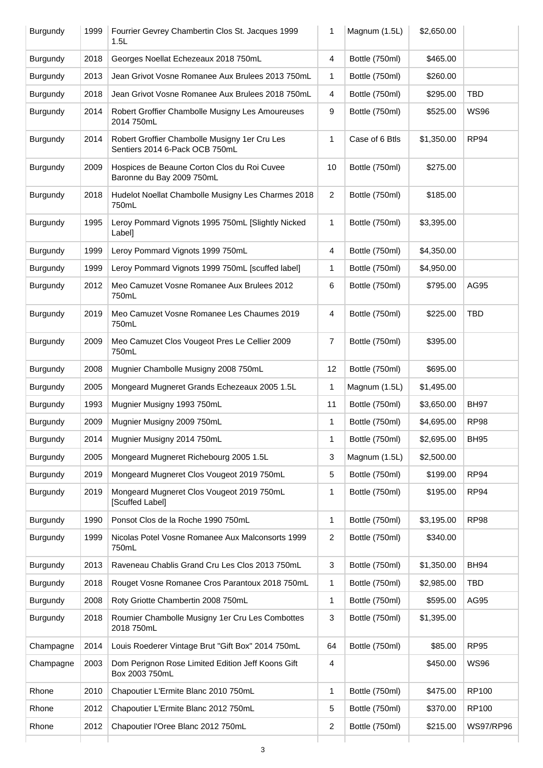| Burgundy | 1999 | Fourrier Gevrey Chambertin Clos St. Jacques 1999 1.5L | 1 | Magnum (1.5L) | $2,650.00 | |
|---|---|---|---|---|---|---|
| Burgundy | 2018 | Georges Noellat Echezeaux 2018 750mL | 4 | Bottle (750ml) | $465.00 | |
| Burgundy | 2013 | Jean Grivot Vosne Romanee Aux Brulees 2013 750mL | 1 | Bottle (750ml) | $260.00 | |
| Burgundy | 2018 | Jean Grivot Vosne Romanee Aux Brulees 2018 750mL | 4 | Bottle (750ml) | $295.00 | TBD |
| Burgundy | 2014 | Robert Groffier Chambolle Musigny Les Amoureuses 2014 750mL | 9 | Bottle (750ml) | $525.00 | WS96 |
| Burgundy | 2014 | Robert Groffier Chambolle Musigny 1er Cru Les Sentiers 2014 6-Pack OCB 750mL | 1 | Case of 6 Btls | $1,350.00 | RP94 |
| Burgundy | 2009 | Hospices de Beaune Corton Clos du Roi Cuvee Baronne du Bay 2009 750mL | 10 | Bottle (750ml) | $275.00 | |
| Burgundy | 2018 | Hudelot Noellat Chambolle Musigny Les Charmes 2018 750mL | 2 | Bottle (750ml) | $185.00 | |
| Burgundy | 1995 | Leroy Pommard Vignots 1995 750mL [Slightly Nicked Label] | 1 | Bottle (750ml) | $3,395.00 | |
| Burgundy | 1999 | Leroy Pommard Vignots 1999 750mL | 4 | Bottle (750ml) | $4,350.00 | |
| Burgundy | 1999 | Leroy Pommard Vignots 1999 750mL [scuffed label] | 1 | Bottle (750ml) | $4,950.00 | |
| Burgundy | 2012 | Meo Camuzet Vosne Romanee Aux Brulees 2012 750mL | 6 | Bottle (750ml) | $795.00 | AG95 |
| Burgundy | 2019 | Meo Camuzet Vosne Romanee Les Chaumes 2019 750mL | 4 | Bottle (750ml) | $225.00 | TBD |
| Burgundy | 2009 | Meo Camuzet Clos Vougeot Pres Le Cellier 2009 750mL | 7 | Bottle (750ml) | $395.00 | |
| Burgundy | 2008 | Mugnier Chambolle Musigny 2008 750mL | 12 | Bottle (750ml) | $695.00 | |
| Burgundy | 2005 | Mongeard Mugneret Grands Echezeaux 2005 1.5L | 1 | Magnum (1.5L) | $1,495.00 | |
| Burgundy | 1993 | Mugnier Musigny 1993 750mL | 11 | Bottle (750ml) | $3,650.00 | BH97 |
| Burgundy | 2009 | Mugnier Musigny 2009 750mL | 1 | Bottle (750ml) | $4,695.00 | RP98 |
| Burgundy | 2014 | Mugnier Musigny 2014 750mL | 1 | Bottle (750ml) | $2,695.00 | BH95 |
| Burgundy | 2005 | Mongeard Mugneret Richebourg 2005 1.5L | 3 | Magnum (1.5L) | $2,500.00 | |
| Burgundy | 2019 | Mongeard Mugneret Clos Vougeot 2019 750mL | 5 | Bottle (750ml) | $199.00 | RP94 |
| Burgundy | 2019 | Mongeard Mugneret Clos Vougeot 2019 750mL [Scuffed Label] | 1 | Bottle (750ml) | $195.00 | RP94 |
| Burgundy | 1990 | Ponsot Clos de la Roche 1990 750mL | 1 | Bottle (750ml) | $3,195.00 | RP98 |
| Burgundy | 1999 | Nicolas Potel Vosne Romanee Aux Malconsorts 1999 750mL | 2 | Bottle (750ml) | $340.00 | |
| Burgundy | 2013 | Raveneau Chablis Grand Cru Les Clos 2013 750mL | 3 | Bottle (750ml) | $1,350.00 | BH94 |
| Burgundy | 2018 | Rouget Vosne Romanee Cros Parantoux 2018 750mL | 1 | Bottle (750ml) | $2,985.00 | TBD |
| Burgundy | 2008 | Roty Griotte Chambertin 2008 750mL | 1 | Bottle (750ml) | $595.00 | AG95 |
| Burgundy | 2018 | Roumier Chambolle Musigny 1er Cru Les Combottes 2018 750mL | 3 | Bottle (750ml) | $1,395.00 | |
| Champagne | 2014 | Louis Roederer Vintage Brut "Gift Box" 2014 750mL | 64 | Bottle (750ml) | $85.00 | RP95 |
| Champagne | 2003 | Dom Perignon Rose Limited Edition Jeff Koons Gift Box 2003 750mL | 4 | | $450.00 | WS96 |
| Rhone | 2010 | Chapoutier L'Ermite Blanc 2010 750mL | 1 | Bottle (750ml) | $475.00 | RP100 |
| Rhone | 2012 | Chapoutier L'Ermite Blanc 2012 750mL | 5 | Bottle (750ml) | $370.00 | RP100 |
| Rhone | 2012 | Chapoutier l'Oree Blanc 2012 750mL | 2 | Bottle (750ml) | $215.00 | WS97/RP96 |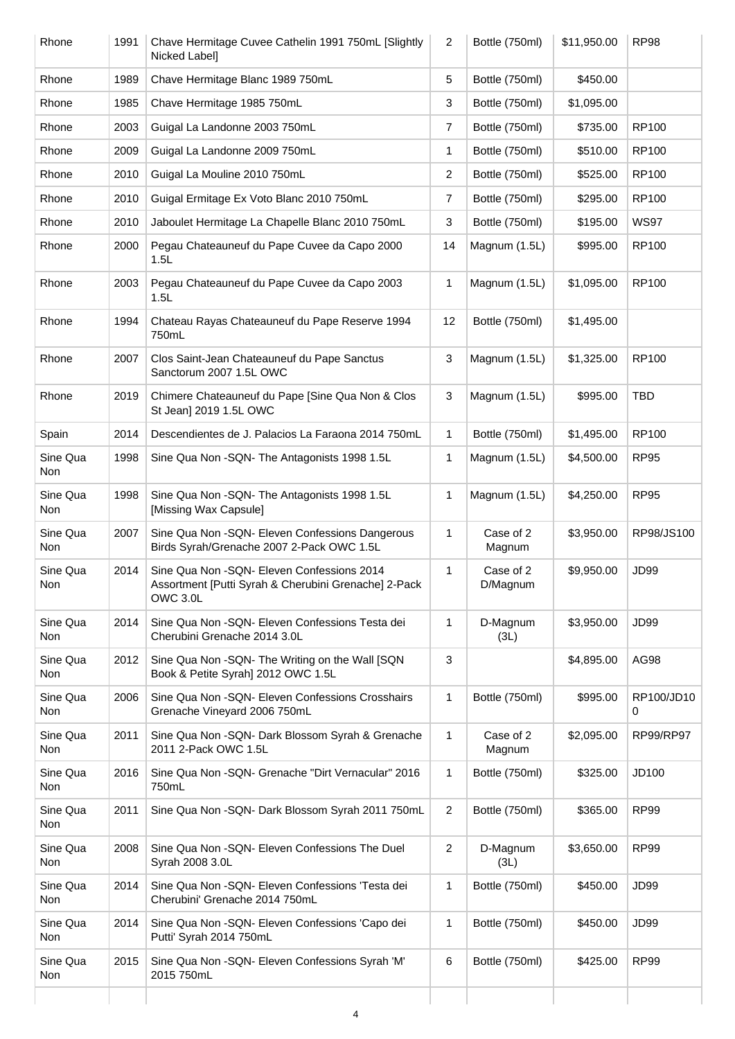| Rhone | 1991 | Chave Hermitage Cuvee Cathelin 1991 750mL [Slightly Nicked Label] | 2 | Bottle (750ml) | $11,950.00 | RP98 |
|---|---|---|---|---|---|---|
| Rhone | 1989 | Chave Hermitage Blanc 1989 750mL | 5 | Bottle (750ml) | $450.00 | |
| Rhone | 1985 | Chave Hermitage 1985 750mL | 3 | Bottle (750ml) | $1,095.00 | |
| Rhone | 2003 | Guigal La Landonne 2003 750mL | 7 | Bottle (750ml) | $735.00 | RP100 |
| Rhone | 2009 | Guigal La Landonne 2009 750mL | 1 | Bottle (750ml) | $510.00 | RP100 |
| Rhone | 2010 | Guigal La Mouline 2010 750mL | 2 | Bottle (750ml) | $525.00 | RP100 |
| Rhone | 2010 | Guigal Ermitage Ex Voto Blanc 2010 750mL | 7 | Bottle (750ml) | $295.00 | RP100 |
| Rhone | 2010 | Jaboulet Hermitage La Chapelle Blanc 2010 750mL | 3 | Bottle (750ml) | $195.00 | WS97 |
| Rhone | 2000 | Pegau Chateauneuf du Pape Cuvee da Capo 2000 1.5L | 14 | Magnum (1.5L) | $995.00 | RP100 |
| Rhone | 2003 | Pegau Chateauneuf du Pape Cuvee da Capo 2003 1.5L | 1 | Magnum (1.5L) | $1,095.00 | RP100 |
| Rhone | 1994 | Chateau Rayas Chateauneuf du Pape Reserve 1994 750mL | 12 | Bottle (750ml) | $1,495.00 | |
| Rhone | 2007 | Clos Saint-Jean Chateauneuf du Pape Sanctus Sanctorum 2007 1.5L OWC | 3 | Magnum (1.5L) | $1,325.00 | RP100 |
| Rhone | 2019 | Chimere Chateauneuf du Pape [Sine Qua Non & Clos St Jean] 2019 1.5L OWC | 3 | Magnum (1.5L) | $995.00 | TBD |
| Spain | 2014 | Descendientes de J. Palacios La Faraona 2014 750mL | 1 | Bottle (750ml) | $1,495.00 | RP100 |
| Sine Qua Non | 1998 | Sine Qua Non -SQN- The Antagonists 1998 1.5L | 1 | Magnum (1.5L) | $4,500.00 | RP95 |
| Sine Qua Non | 1998 | Sine Qua Non -SQN- The Antagonists 1998 1.5L [Missing Wax Capsule] | 1 | Magnum (1.5L) | $4,250.00 | RP95 |
| Sine Qua Non | 2007 | Sine Qua Non -SQN- Eleven Confessions Dangerous Birds Syrah/Grenache 2007 2-Pack OWC 1.5L | 1 | Case of 2 Magnum | $3,950.00 | RP98/JS100 |
| Sine Qua Non | 2014 | Sine Qua Non -SQN- Eleven Confessions 2014 Assortment [Putti Syrah & Cherubini Grenache] 2-Pack OWC 3.0L | 1 | Case of 2 D/Magnum | $9,950.00 | JD99 |
| Sine Qua Non | 2014 | Sine Qua Non -SQN- Eleven Confessions Testa dei Cherubini Grenache 2014 3.0L | 1 | D-Magnum (3L) | $3,950.00 | JD99 |
| Sine Qua Non | 2012 | Sine Qua Non -SQN- The Writing on the Wall [SQN Book & Petite Syrah] 2012 OWC 1.5L | 3 | | $4,895.00 | AG98 |
| Sine Qua Non | 2006 | Sine Qua Non -SQN- Eleven Confessions Crosshairs Grenache Vineyard 2006 750mL | 1 | Bottle (750ml) | $995.00 | RP100/JD100 |
| Sine Qua Non | 2011 | Sine Qua Non -SQN- Dark Blossom Syrah & Grenache 2011 2-Pack OWC 1.5L | 1 | Case of 2 Magnum | $2,095.00 | RP99/RP97 |
| Sine Qua Non | 2016 | Sine Qua Non -SQN- Grenache "Dirt Vernacular" 2016 750mL | 1 | Bottle (750ml) | $325.00 | JD100 |
| Sine Qua Non | 2011 | Sine Qua Non -SQN- Dark Blossom Syrah 2011 750mL | 2 | Bottle (750ml) | $365.00 | RP99 |
| Sine Qua Non | 2008 | Sine Qua Non -SQN- Eleven Confessions The Duel Syrah 2008 3.0L | 2 | D-Magnum (3L) | $3,650.00 | RP99 |
| Sine Qua Non | 2014 | Sine Qua Non -SQN- Eleven Confessions 'Testa dei Cherubini' Grenache 2014 750mL | 1 | Bottle (750ml) | $450.00 | JD99 |
| Sine Qua Non | 2014 | Sine Qua Non -SQN- Eleven Confessions 'Capo dei Putti' Syrah 2014 750mL | 1 | Bottle (750ml) | $450.00 | JD99 |
| Sine Qua Non | 2015 | Sine Qua Non -SQN- Eleven Confessions Syrah 'M' 2015 750mL | 6 | Bottle (750ml) | $425.00 | RP99 |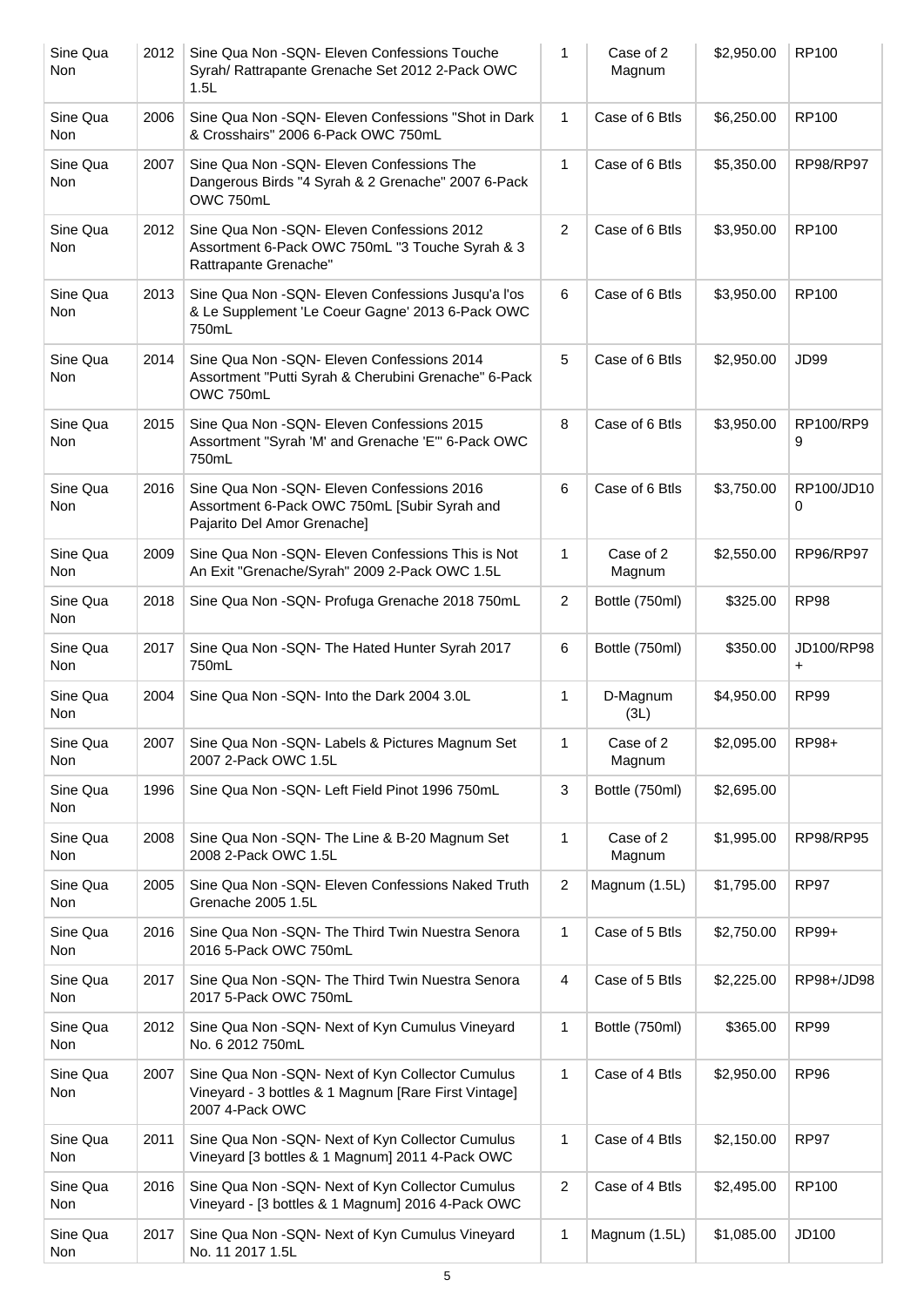| Sine Qua Non | 2012 | Sine Qua Non -SQN- Eleven Confessions Touche Syrah/ Rattrapante Grenache Set 2012 2-Pack OWC 1.5L | 1 | Case of 2 Magnum | $2,950.00 | RP100 |
|---|---|---|---|---|---|---|
| Sine Qua Non | 2006 | Sine Qua Non -SQN- Eleven Confessions "Shot in Dark & Crosshairs" 2006 6-Pack OWC 750mL | 1 | Case of 6 Btls | $6,250.00 | RP100 |
| Sine Qua Non | 2007 | Sine Qua Non -SQN- Eleven Confessions The Dangerous Birds "4 Syrah & 2 Grenache" 2007 6-Pack OWC 750mL | 1 | Case of 6 Btls | $5,350.00 | RP98/RP97 |
| Sine Qua Non | 2012 | Sine Qua Non -SQN- Eleven Confessions 2012 Assortment 6-Pack OWC 750mL "3 Touche Syrah & 3 Rattrapante Grenache" | 2 | Case of 6 Btls | $3,950.00 | RP100 |
| Sine Qua Non | 2013 | Sine Qua Non -SQN- Eleven Confessions Jusqu'a l'os & Le Supplement 'Le Coeur Gagne' 2013 6-Pack OWC 750mL | 6 | Case of 6 Btls | $3,950.00 | RP100 |
| Sine Qua Non | 2014 | Sine Qua Non -SQN- Eleven Confessions 2014 Assortment "Putti Syrah & Cherubini Grenache" 6-Pack OWC 750mL | 5 | Case of 6 Btls | $2,950.00 | JD99 |
| Sine Qua Non | 2015 | Sine Qua Non -SQN- Eleven Confessions 2015 Assortment "Syrah 'M' and Grenache 'E'" 6-Pack OWC 750mL | 8 | Case of 6 Btls | $3,950.00 | RP100/RP99 |
| Sine Qua Non | 2016 | Sine Qua Non -SQN- Eleven Confessions 2016 Assortment 6-Pack OWC 750mL [Subir Syrah and Pajarito Del Amor Grenache] | 6 | Case of 6 Btls | $3,750.00 | RP100/JD100 |
| Sine Qua Non | 2009 | Sine Qua Non -SQN- Eleven Confessions This is Not An Exit "Grenache/Syrah" 2009 2-Pack OWC 1.5L | 1 | Case of 2 Magnum | $2,550.00 | RP96/RP97 |
| Sine Qua Non | 2018 | Sine Qua Non -SQN- Profuga Grenache 2018 750mL | 2 | Bottle (750ml) | $325.00 | RP98 |
| Sine Qua Non | 2017 | Sine Qua Non -SQN- The Hated Hunter Syrah 2017 750mL | 6 | Bottle (750ml) | $350.00 | JD100/RP98+ |
| Sine Qua Non | 2004 | Sine Qua Non -SQN- Into the Dark 2004 3.0L | 1 | D-Magnum (3L) | $4,950.00 | RP99 |
| Sine Qua Non | 2007 | Sine Qua Non -SQN- Labels & Pictures Magnum Set 2007 2-Pack OWC 1.5L | 1 | Case of 2 Magnum | $2,095.00 | RP98+ |
| Sine Qua Non | 1996 | Sine Qua Non -SQN- Left Field Pinot 1996 750mL | 3 | Bottle (750ml) | $2,695.00 | |
| Sine Qua Non | 2008 | Sine Qua Non -SQN- The Line & B-20 Magnum Set 2008 2-Pack OWC 1.5L | 1 | Case of 2 Magnum | $1,995.00 | RP98/RP95 |
| Sine Qua Non | 2005 | Sine Qua Non -SQN- Eleven Confessions Naked Truth Grenache 2005 1.5L | 2 | Magnum (1.5L) | $1,795.00 | RP97 |
| Sine Qua Non | 2016 | Sine Qua Non -SQN- The Third Twin Nuestra Senora 2016 5-Pack OWC 750mL | 1 | Case of 5 Btls | $2,750.00 | RP99+ |
| Sine Qua Non | 2017 | Sine Qua Non -SQN- The Third Twin Nuestra Senora 2017 5-Pack OWC 750mL | 4 | Case of 5 Btls | $2,225.00 | RP98+/JD98 |
| Sine Qua Non | 2012 | Sine Qua Non -SQN- Next of Kyn Cumulus Vineyard No. 6 2012 750mL | 1 | Bottle (750ml) | $365.00 | RP99 |
| Sine Qua Non | 2007 | Sine Qua Non -SQN- Next of Kyn Collector Cumulus Vineyard - 3 bottles & 1 Magnum [Rare First Vintage] 2007 4-Pack OWC | 1 | Case of 4 Btls | $2,950.00 | RP96 |
| Sine Qua Non | 2011 | Sine Qua Non -SQN- Next of Kyn Collector Cumulus Vineyard [3 bottles & 1 Magnum] 2011 4-Pack OWC | 1 | Case of 4 Btls | $2,150.00 | RP97 |
| Sine Qua Non | 2016 | Sine Qua Non -SQN- Next of Kyn Collector Cumulus Vineyard - [3 bottles & 1 Magnum] 2016 4-Pack OWC | 2 | Case of 4 Btls | $2,495.00 | RP100 |
| Sine Qua Non | 2017 | Sine Qua Non -SQN- Next of Kyn Cumulus Vineyard No. 11 2017 1.5L | 1 | Magnum (1.5L) | $1,085.00 | JD100 |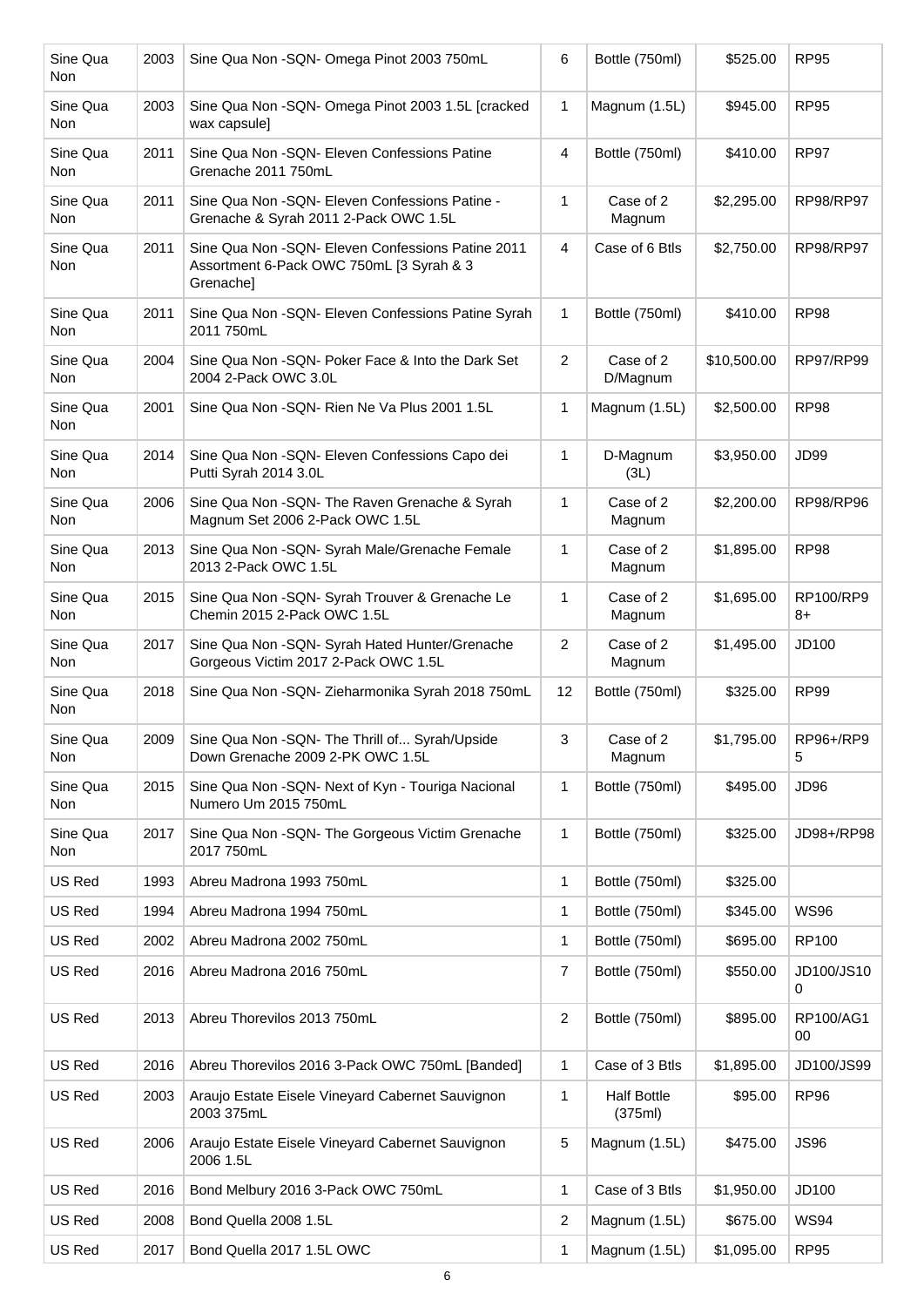| Sine Qua Non | 2003 | Sine Qua Non -SQN- Omega Pinot 2003 750mL | 6 | Bottle (750ml) | $525.00 | RP95 |
|---|---|---|---|---|---|---|
| Sine Qua Non | 2003 | Sine Qua Non -SQN- Omega Pinot 2003 1.5L [cracked wax capsule] | 1 | Magnum (1.5L) | $945.00 | RP95 |
| Sine Qua Non | 2011 | Sine Qua Non -SQN- Eleven Confessions Patine Grenache 2011 750mL | 4 | Bottle (750ml) | $410.00 | RP97 |
| Sine Qua Non | 2011 | Sine Qua Non -SQN- Eleven Confessions Patine - Grenache & Syrah 2011 2-Pack OWC 1.5L | 1 | Case of 2 Magnum | $2,295.00 | RP98/RP97 |
| Sine Qua Non | 2011 | Sine Qua Non -SQN- Eleven Confessions Patine 2011 Assortment 6-Pack OWC 750mL [3 Syrah & 3 Grenache] | 4 | Case of 6 Btls | $2,750.00 | RP98/RP97 |
| Sine Qua Non | 2011 | Sine Qua Non -SQN- Eleven Confessions Patine Syrah 2011 750mL | 1 | Bottle (750ml) | $410.00 | RP98 |
| Sine Qua Non | 2004 | Sine Qua Non -SQN- Poker Face & Into the Dark Set 2004 2-Pack OWC 3.0L | 2 | Case of 2 D/Magnum | $10,500.00 | RP97/RP99 |
| Sine Qua Non | 2001 | Sine Qua Non -SQN- Rien Ne Va Plus 2001 1.5L | 1 | Magnum (1.5L) | $2,500.00 | RP98 |
| Sine Qua Non | 2014 | Sine Qua Non -SQN- Eleven Confessions Capo dei Putti Syrah 2014 3.0L | 1 | D-Magnum (3L) | $3,950.00 | JD99 |
| Sine Qua Non | 2006 | Sine Qua Non -SQN- The Raven Grenache & Syrah Magnum Set 2006 2-Pack OWC 1.5L | 1 | Case of 2 Magnum | $2,200.00 | RP98/RP96 |
| Sine Qua Non | 2013 | Sine Qua Non -SQN- Syrah Male/Grenache Female 2013 2-Pack OWC 1.5L | 1 | Case of 2 Magnum | $1,895.00 | RP98 |
| Sine Qua Non | 2015 | Sine Qua Non -SQN- Syrah Trouver & Grenache Le Chemin 2015 2-Pack OWC 1.5L | 1 | Case of 2 Magnum | $1,695.00 | RP100/RP98+ |
| Sine Qua Non | 2017 | Sine Qua Non -SQN- Syrah Hated Hunter/Grenache Gorgeous Victim 2017 2-Pack OWC 1.5L | 2 | Case of 2 Magnum | $1,495.00 | JD100 |
| Sine Qua Non | 2018 | Sine Qua Non -SQN- Zieharmonika Syrah 2018 750mL | 12 | Bottle (750ml) | $325.00 | RP99 |
| Sine Qua Non | 2009 | Sine Qua Non -SQN- The Thrill of... Syrah/Upside Down Grenache 2009 2-PK OWC 1.5L | 3 | Case of 2 Magnum | $1,795.00 | RP96+/RP95 |
| Sine Qua Non | 2015 | Sine Qua Non -SQN- Next of Kyn - Touriga Nacional Numero Um 2015 750mL | 1 | Bottle (750ml) | $495.00 | JD96 |
| Sine Qua Non | 2017 | Sine Qua Non -SQN- The Gorgeous Victim Grenache 2017 750mL | 1 | Bottle (750ml) | $325.00 | JD98+/RP98 |
| US Red | 1993 | Abreu Madrona 1993 750mL | 1 | Bottle (750ml) | $325.00 | |
| US Red | 1994 | Abreu Madrona 1994 750mL | 1 | Bottle (750ml) | $345.00 | WS96 |
| US Red | 2002 | Abreu Madrona 2002 750mL | 1 | Bottle (750ml) | $695.00 | RP100 |
| US Red | 2016 | Abreu Madrona 2016 750mL | 7 | Bottle (750ml) | $550.00 | JD100/JS100 |
| US Red | 2013 | Abreu Thorevilos 2013 750mL | 2 | Bottle (750ml) | $895.00 | RP100/AG100 |
| US Red | 2016 | Abreu Thorevilos 2016 3-Pack OWC 750mL [Banded] | 1 | Case of 3 Btls | $1,895.00 | JD100/JS99 |
| US Red | 2003 | Araujo Estate Eisele Vineyard Cabernet Sauvignon 2003 375mL | 1 | Half Bottle (375ml) | $95.00 | RP96 |
| US Red | 2006 | Araujo Estate Eisele Vineyard Cabernet Sauvignon 2006 1.5L | 5 | Magnum (1.5L) | $475.00 | JS96 |
| US Red | 2016 | Bond Melbury 2016 3-Pack OWC 750mL | 1 | Case of 3 Btls | $1,950.00 | JD100 |
| US Red | 2008 | Bond Quella 2008 1.5L | 2 | Magnum (1.5L) | $675.00 | WS94 |
| US Red | 2017 | Bond Quella 2017 1.5L OWC | 1 | Magnum (1.5L) | $1,095.00 | RP95 |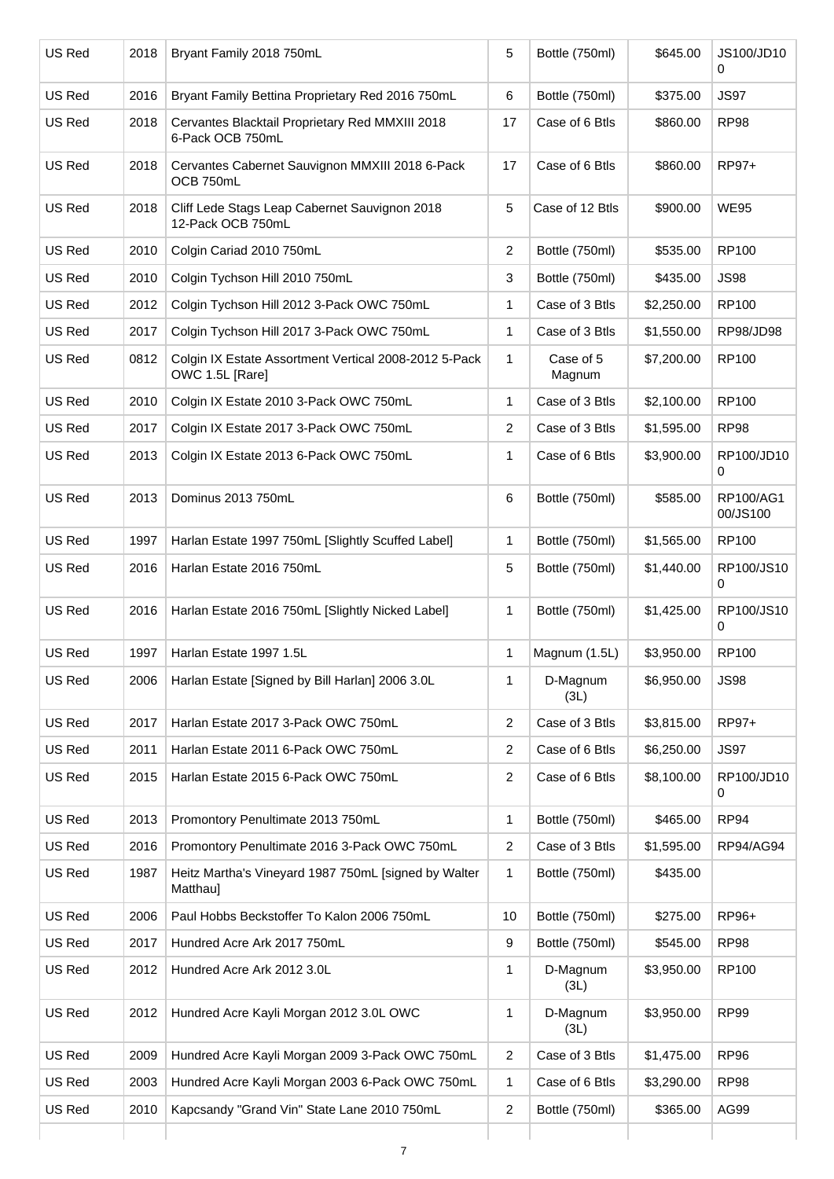| | | | | | | |
|---|---|---|---|---|---|---|
| US Red | 2018 | Bryant Family 2018 750mL | 5 | Bottle (750ml) | $645.00 | JS100/JD100 |
| US Red | 2016 | Bryant Family Bettina Proprietary Red 2016 750mL | 6 | Bottle (750ml) | $375.00 | JS97 |
| US Red | 2018 | Cervantes Blacktail Proprietary Red MMXIII 2018 6-Pack OCB 750mL | 17 | Case of 6 Btls | $860.00 | RP98 |
| US Red | 2018 | Cervantes Cabernet Sauvignon MMXIII 2018 6-Pack OCB 750mL | 17 | Case of 6 Btls | $860.00 | RP97+ |
| US Red | 2018 | Cliff Lede Stags Leap Cabernet Sauvignon 2018 12-Pack OCB 750mL | 5 | Case of 12 Btls | $900.00 | WE95 |
| US Red | 2010 | Colgin Cariad 2010 750mL | 2 | Bottle (750ml) | $535.00 | RP100 |
| US Red | 2010 | Colgin Tychson Hill 2010 750mL | 3 | Bottle (750ml) | $435.00 | JS98 |
| US Red | 2012 | Colgin Tychson Hill 2012 3-Pack OWC 750mL | 1 | Case of 3 Btls | $2,250.00 | RP100 |
| US Red | 2017 | Colgin Tychson Hill 2017 3-Pack OWC 750mL | 1 | Case of 3 Btls | $1,550.00 | RP98/JD98 |
| US Red | 0812 | Colgin IX Estate Assortment Vertical 2008-2012 5-Pack OWC 1.5L [Rare] | 1 | Case of 5 Magnum | $7,200.00 | RP100 |
| US Red | 2010 | Colgin IX Estate 2010 3-Pack OWC 750mL | 1 | Case of 3 Btls | $2,100.00 | RP100 |
| US Red | 2017 | Colgin IX Estate 2017 3-Pack OWC 750mL | 2 | Case of 3 Btls | $1,595.00 | RP98 |
| US Red | 2013 | Colgin IX Estate 2013 6-Pack OWC 750mL | 1 | Case of 6 Btls | $3,900.00 | RP100/JD100 |
| US Red | 2013 | Dominus 2013 750mL | 6 | Bottle (750ml) | $585.00 | RP100/AG100/JS100 |
| US Red | 1997 | Harlan Estate 1997 750mL [Slightly Scuffed Label] | 1 | Bottle (750ml) | $1,565.00 | RP100 |
| US Red | 2016 | Harlan Estate 2016 750mL | 5 | Bottle (750ml) | $1,440.00 | RP100/JS100 |
| US Red | 2016 | Harlan Estate 2016 750mL [Slightly Nicked Label] | 1 | Bottle (750ml) | $1,425.00 | RP100/JS100 |
| US Red | 1997 | Harlan Estate 1997 1.5L | 1 | Magnum (1.5L) | $3,950.00 | RP100 |
| US Red | 2006 | Harlan Estate [Signed by Bill Harlan] 2006 3.0L | 1 | D-Magnum (3L) | $6,950.00 | JS98 |
| US Red | 2017 | Harlan Estate 2017 3-Pack OWC 750mL | 2 | Case of 3 Btls | $3,815.00 | RP97+ |
| US Red | 2011 | Harlan Estate 2011 6-Pack OWC 750mL | 2 | Case of 6 Btls | $6,250.00 | JS97 |
| US Red | 2015 | Harlan Estate 2015 6-Pack OWC 750mL | 2 | Case of 6 Btls | $8,100.00 | RP100/JD100 |
| US Red | 2013 | Promontory Penultimate 2013 750mL | 1 | Bottle (750ml) | $465.00 | RP94 |
| US Red | 2016 | Promontory Penultimate 2016 3-Pack OWC 750mL | 2 | Case of 3 Btls | $1,595.00 | RP94/AG94 |
| US Red | 1987 | Heitz Martha's Vineyard 1987 750mL [signed by Walter Matthau] | 1 | Bottle (750ml) | $435.00 | |
| US Red | 2006 | Paul Hobbs Beckstoffer To Kalon 2006 750mL | 10 | Bottle (750ml) | $275.00 | RP96+ |
| US Red | 2017 | Hundred Acre Ark 2017 750mL | 9 | Bottle (750ml) | $545.00 | RP98 |
| US Red | 2012 | Hundred Acre Ark 2012 3.0L | 1 | D-Magnum (3L) | $3,950.00 | RP100 |
| US Red | 2012 | Hundred Acre Kayli Morgan 2012 3.0L OWC | 1 | D-Magnum (3L) | $3,950.00 | RP99 |
| US Red | 2009 | Hundred Acre Kayli Morgan 2009 3-Pack OWC 750mL | 2 | Case of 3 Btls | $1,475.00 | RP96 |
| US Red | 2003 | Hundred Acre Kayli Morgan 2003 6-Pack OWC 750mL | 1 | Case of 6 Btls | $3,290.00 | RP98 |
| US Red | 2010 | Kapcsandy "Grand Vin" State Lane 2010 750mL | 2 | Bottle (750ml) | $365.00 | AG99 |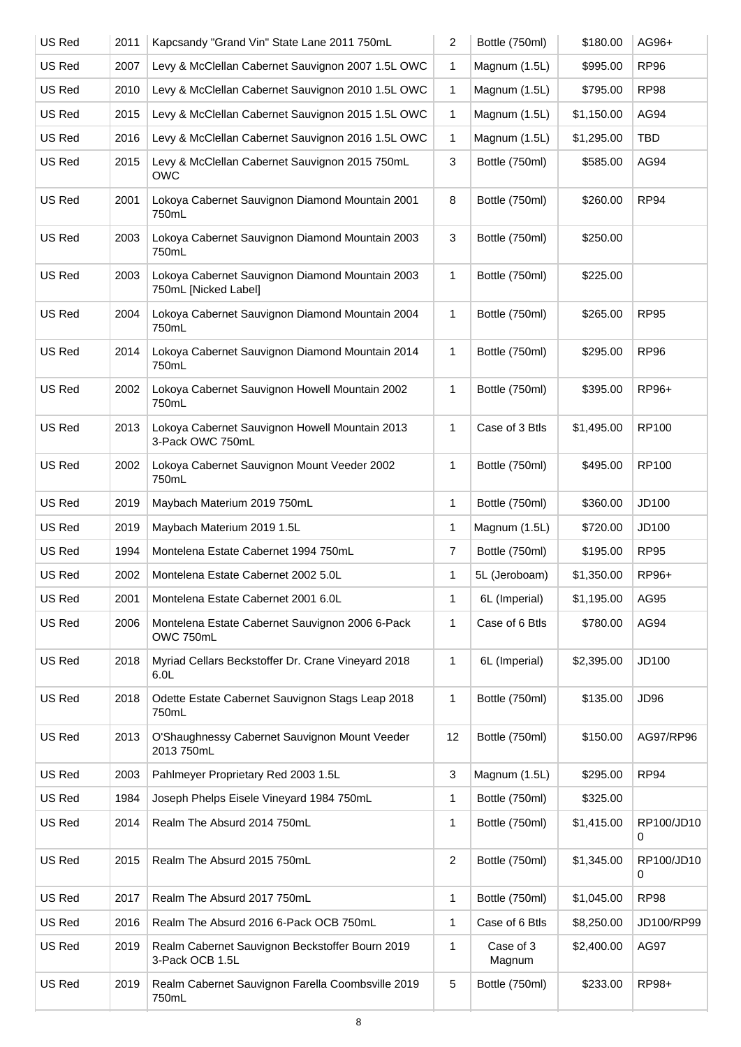| US Red | 2011 | Kapcsandy "Grand Vin" State Lane 2011 750mL | 2 | Bottle (750ml) | $180.00 | AG96+ |
|---|---|---|---|---|---|---|
| US Red | 2007 | Levy & McClellan Cabernet Sauvignon 2007 1.5L OWC | 1 | Magnum (1.5L) | $995.00 | RP96 |
| US Red | 2010 | Levy & McClellan Cabernet Sauvignon 2010 1.5L OWC | 1 | Magnum (1.5L) | $795.00 | RP98 |
| US Red | 2015 | Levy & McClellan Cabernet Sauvignon 2015 1.5L OWC | 1 | Magnum (1.5L) | $1,150.00 | AG94 |
| US Red | 2016 | Levy & McClellan Cabernet Sauvignon 2016 1.5L OWC | 1 | Magnum (1.5L) | $1,295.00 | TBD |
| US Red | 2015 | Levy & McClellan Cabernet Sauvignon 2015 750mL OWC | 3 | Bottle (750ml) | $585.00 | AG94 |
| US Red | 2001 | Lokoya Cabernet Sauvignon Diamond Mountain 2001 750mL | 8 | Bottle (750ml) | $260.00 | RP94 |
| US Red | 2003 | Lokoya Cabernet Sauvignon Diamond Mountain 2003 750mL | 3 | Bottle (750ml) | $250.00 | |
| US Red | 2003 | Lokoya Cabernet Sauvignon Diamond Mountain 2003 750mL [Nicked Label] | 1 | Bottle (750ml) | $225.00 | |
| US Red | 2004 | Lokoya Cabernet Sauvignon Diamond Mountain 2004 750mL | 1 | Bottle (750ml) | $265.00 | RP95 |
| US Red | 2014 | Lokoya Cabernet Sauvignon Diamond Mountain 2014 750mL | 1 | Bottle (750ml) | $295.00 | RP96 |
| US Red | 2002 | Lokoya Cabernet Sauvignon Howell Mountain 2002 750mL | 1 | Bottle (750ml) | $395.00 | RP96+ |
| US Red | 2013 | Lokoya Cabernet Sauvignon Howell Mountain 2013 3-Pack OWC 750mL | 1 | Case of 3 Btls | $1,495.00 | RP100 |
| US Red | 2002 | Lokoya Cabernet Sauvignon Mount Veeder 2002 750mL | 1 | Bottle (750ml) | $495.00 | RP100 |
| US Red | 2019 | Maybach Materium 2019 750mL | 1 | Bottle (750ml) | $360.00 | JD100 |
| US Red | 2019 | Maybach Materium 2019 1.5L | 1 | Magnum (1.5L) | $720.00 | JD100 |
| US Red | 1994 | Montelena Estate Cabernet 1994 750mL | 7 | Bottle (750ml) | $195.00 | RP95 |
| US Red | 2002 | Montelena Estate Cabernet 2002 5.0L | 1 | 5L (Jeroboam) | $1,350.00 | RP96+ |
| US Red | 2001 | Montelena Estate Cabernet 2001 6.0L | 1 | 6L (Imperial) | $1,195.00 | AG95 |
| US Red | 2006 | Montelena Estate Cabernet Sauvignon 2006 6-Pack OWC 750mL | 1 | Case of 6 Btls | $780.00 | AG94 |
| US Red | 2018 | Myriad Cellars Beckstoffer Dr. Crane Vineyard 2018 6.0L | 1 | 6L (Imperial) | $2,395.00 | JD100 |
| US Red | 2018 | Odette Estate Cabernet Sauvignon Stags Leap 2018 750mL | 1 | Bottle (750ml) | $135.00 | JD96 |
| US Red | 2013 | O'Shaughnessy Cabernet Sauvignon Mount Veeder 2013 750mL | 12 | Bottle (750ml) | $150.00 | AG97/RP96 |
| US Red | 2003 | Pahlmeyer Proprietary Red 2003 1.5L | 3 | Magnum (1.5L) | $295.00 | RP94 |
| US Red | 1984 | Joseph Phelps Eisele Vineyard 1984 750mL | 1 | Bottle (750ml) | $325.00 | |
| US Red | 2014 | Realm The Absurd 2014 750mL | 1 | Bottle (750ml) | $1,415.00 | RP100/JD100 |
| US Red | 2015 | Realm The Absurd 2015 750mL | 2 | Bottle (750ml) | $1,345.00 | RP100/JD100 |
| US Red | 2017 | Realm The Absurd 2017 750mL | 1 | Bottle (750ml) | $1,045.00 | RP98 |
| US Red | 2016 | Realm The Absurd 2016 6-Pack OCB 750mL | 1 | Case of 6 Btls | $8,250.00 | JD100/RP99 |
| US Red | 2019 | Realm Cabernet Sauvignon Beckstoffer Bourn 2019 3-Pack OCB 1.5L | 1 | Case of 3 Magnum | $2,400.00 | AG97 |
| US Red | 2019 | Realm Cabernet Sauvignon Farella Coombsville 2019 750mL | 5 | Bottle (750ml) | $233.00 | RP98+ |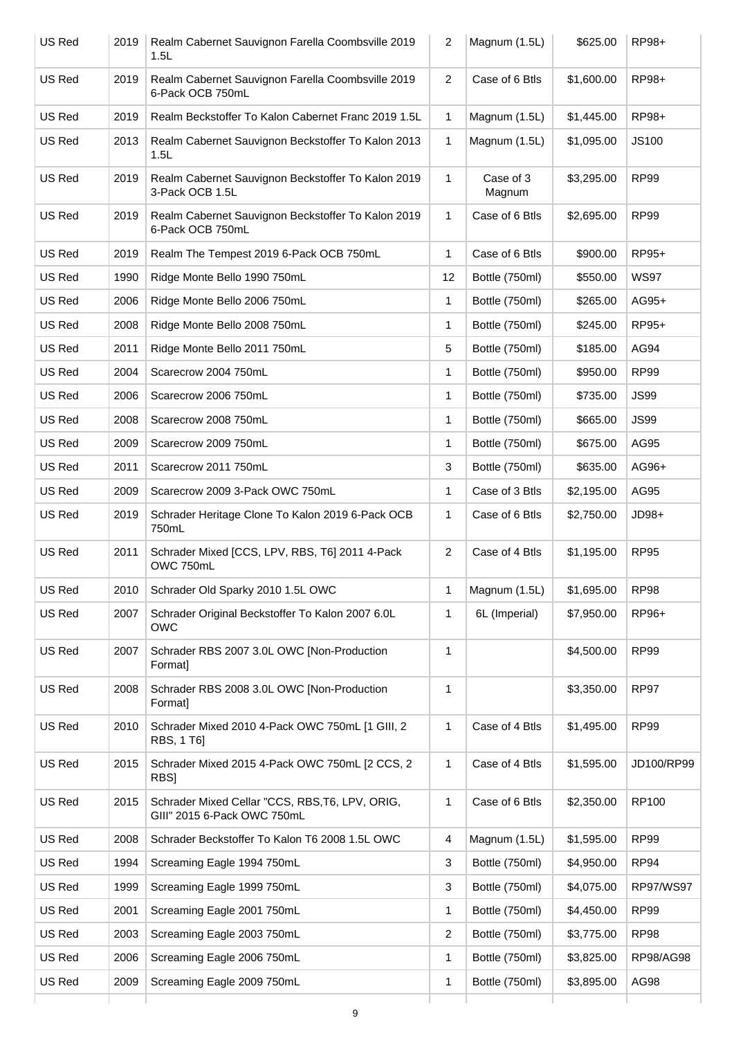| US Red | 2019 | Realm Cabernet Sauvignon Farella Coombsville 2019 1.5L | 2 | Magnum (1.5L) | $625.00 | RP98+ |
|---|---|---|---|---|---|---|
| US Red | 2019 | Realm Cabernet Sauvignon Farella Coombsville 2019 6-Pack OCB 750mL | 2 | Case of 6 Btls | $1,600.00 | RP98+ |
| US Red | 2019 | Realm Beckstoffer To Kalon Cabernet Franc 2019 1.5L | 1 | Magnum (1.5L) | $1,445.00 | RP98+ |
| US Red | 2013 | Realm Cabernet Sauvignon Beckstoffer To Kalon 2013 1.5L | 1 | Magnum (1.5L) | $1,095.00 | JS100 |
| US Red | 2019 | Realm Cabernet Sauvignon Beckstoffer To Kalon 2019 3-Pack OCB 1.5L | 1 | Case of 3 Magnum | $3,295.00 | RP99 |
| US Red | 2019 | Realm Cabernet Sauvignon Beckstoffer To Kalon 2019 6-Pack OCB 750mL | 1 | Case of 6 Btls | $2,695.00 | RP99 |
| US Red | 2019 | Realm The Tempest 2019 6-Pack OCB 750mL | 1 | Case of 6 Btls | $900.00 | RP95+ |
| US Red | 1990 | Ridge Monte Bello 1990 750mL | 12 | Bottle (750ml) | $550.00 | WS97 |
| US Red | 2006 | Ridge Monte Bello 2006 750mL | 1 | Bottle (750ml) | $265.00 | AG95+ |
| US Red | 2008 | Ridge Monte Bello 2008 750mL | 1 | Bottle (750ml) | $245.00 | RP95+ |
| US Red | 2011 | Ridge Monte Bello 2011 750mL | 5 | Bottle (750ml) | $185.00 | AG94 |
| US Red | 2004 | Scarecrow 2004 750mL | 1 | Bottle (750ml) | $950.00 | RP99 |
| US Red | 2006 | Scarecrow 2006 750mL | 1 | Bottle (750ml) | $735.00 | JS99 |
| US Red | 2008 | Scarecrow 2008 750mL | 1 | Bottle (750ml) | $665.00 | JS99 |
| US Red | 2009 | Scarecrow 2009 750mL | 1 | Bottle (750ml) | $675.00 | AG95 |
| US Red | 2011 | Scarecrow 2011 750mL | 3 | Bottle (750ml) | $635.00 | AG96+ |
| US Red | 2009 | Scarecrow 2009 3-Pack OWC 750mL | 1 | Case of 3 Btls | $2,195.00 | AG95 |
| US Red | 2019 | Schrader Heritage Clone To Kalon 2019 6-Pack OCB 750mL | 1 | Case of 6 Btls | $2,750.00 | JD98+ |
| US Red | 2011 | Schrader Mixed [CCS, LPV, RBS, T6] 2011 4-Pack OWC 750mL | 2 | Case of 4 Btls | $1,195.00 | RP95 |
| US Red | 2010 | Schrader Old Sparky 2010 1.5L OWC | 1 | Magnum (1.5L) | $1,695.00 | RP98 |
| US Red | 2007 | Schrader Original Beckstoffer To Kalon 2007 6.0L OWC | 1 | 6L (Imperial) | $7,950.00 | RP96+ |
| US Red | 2007 | Schrader RBS 2007 3.0L OWC [Non-Production Format] | 1 | | $4,500.00 | RP99 |
| US Red | 2008 | Schrader RBS 2008 3.0L OWC [Non-Production Format] | 1 | | $3,350.00 | RP97 |
| US Red | 2010 | Schrader Mixed 2010 4-Pack OWC 750mL [1 GIII, 2 RBS, 1 T6] | 1 | Case of 4 Btls | $1,495.00 | RP99 |
| US Red | 2015 | Schrader Mixed 2015 4-Pack OWC 750mL [2 CCS, 2 RBS] | 1 | Case of 4 Btls | $1,595.00 | JD100/RP99 |
| US Red | 2015 | Schrader Mixed Cellar "CCS, RBS,T6, LPV, ORIG, GIII" 2015 6-Pack OWC 750mL | 1 | Case of 6 Btls | $2,350.00 | RP100 |
| US Red | 2008 | Schrader Beckstoffer To Kalon T6 2008 1.5L OWC | 4 | Magnum (1.5L) | $1,595.00 | RP99 |
| US Red | 1994 | Screaming Eagle 1994 750mL | 3 | Bottle (750ml) | $4,950.00 | RP94 |
| US Red | 1999 | Screaming Eagle 1999 750mL | 3 | Bottle (750ml) | $4,075.00 | RP97/WS97 |
| US Red | 2001 | Screaming Eagle 2001 750mL | 1 | Bottle (750ml) | $4,450.00 | RP99 |
| US Red | 2003 | Screaming Eagle 2003 750mL | 2 | Bottle (750ml) | $3,775.00 | RP98 |
| US Red | 2006 | Screaming Eagle 2006 750mL | 1 | Bottle (750ml) | $3,825.00 | RP98/AG98 |
| US Red | 2009 | Screaming Eagle 2009 750mL | 1 | Bottle (750ml) | $3,895.00 | AG98 |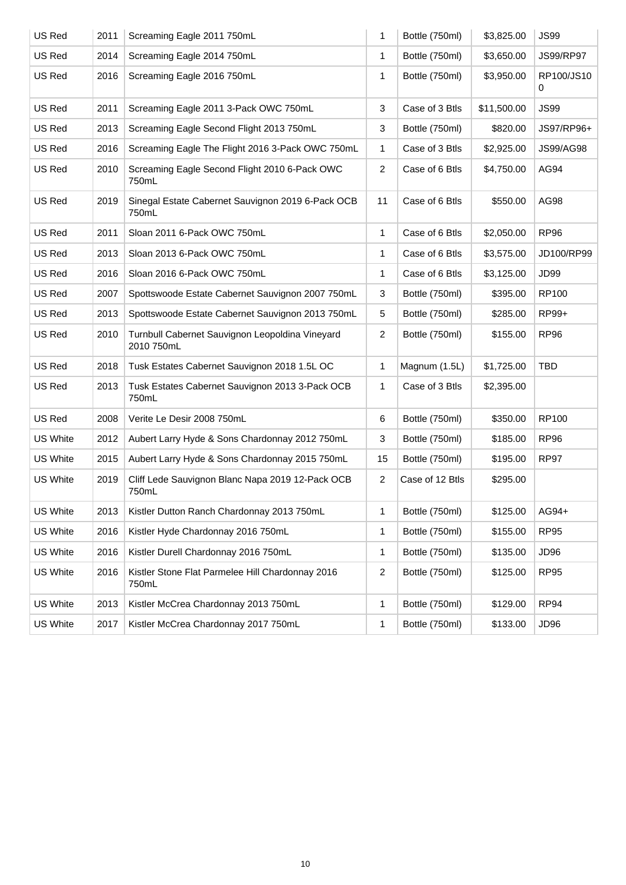| | | | | | | |
|---|---|---|---|---|---|---|
| US Red | 2011 | Screaming Eagle 2011 750mL | 1 | Bottle (750ml) | $3,825.00 | JS99 |
| US Red | 2014 | Screaming Eagle 2014 750mL | 1 | Bottle (750ml) | $3,650.00 | JS99/RP97 |
| US Red | 2016 | Screaming Eagle 2016 750mL | 1 | Bottle (750ml) | $3,950.00 | RP100/JS100 |
| US Red | 2011 | Screaming Eagle 2011 3-Pack OWC 750mL | 3 | Case of 3 Btls | $11,500.00 | JS99 |
| US Red | 2013 | Screaming Eagle Second Flight 2013 750mL | 3 | Bottle (750ml) | $820.00 | JS97/RP96+ |
| US Red | 2016 | Screaming Eagle The Flight 2016 3-Pack OWC 750mL | 1 | Case of 3 Btls | $2,925.00 | JS99/AG98 |
| US Red | 2010 | Screaming Eagle Second Flight 2010 6-Pack OWC 750mL | 2 | Case of 6 Btls | $4,750.00 | AG94 |
| US Red | 2019 | Sinegal Estate Cabernet Sauvignon 2019 6-Pack OCB 750mL | 11 | Case of 6 Btls | $550.00 | AG98 |
| US Red | 2011 | Sloan 2011 6-Pack OWC 750mL | 1 | Case of 6 Btls | $2,050.00 | RP96 |
| US Red | 2013 | Sloan 2013 6-Pack OWC 750mL | 1 | Case of 6 Btls | $3,575.00 | JD100/RP99 |
| US Red | 2016 | Sloan 2016 6-Pack OWC 750mL | 1 | Case of 6 Btls | $3,125.00 | JD99 |
| US Red | 2007 | Spottswoode Estate Cabernet Sauvignon 2007 750mL | 3 | Bottle (750ml) | $395.00 | RP100 |
| US Red | 2013 | Spottswoode Estate Cabernet Sauvignon 2013 750mL | 5 | Bottle (750ml) | $285.00 | RP99+ |
| US Red | 2010 | Turnbull Cabernet Sauvignon Leopoldina Vineyard 2010 750mL | 2 | Bottle (750ml) | $155.00 | RP96 |
| US Red | 2018 | Tusk Estates Cabernet Sauvignon 2018 1.5L OC | 1 | Magnum (1.5L) | $1,725.00 | TBD |
| US Red | 2013 | Tusk Estates Cabernet Sauvignon 2013 3-Pack OCB 750mL | 1 | Case of 3 Btls | $2,395.00 | |
| US Red | 2008 | Verite Le Desir 2008 750mL | 6 | Bottle (750ml) | $350.00 | RP100 |
| US White | 2012 | Aubert Larry Hyde & Sons Chardonnay 2012 750mL | 3 | Bottle (750ml) | $185.00 | RP96 |
| US White | 2015 | Aubert Larry Hyde & Sons Chardonnay 2015 750mL | 15 | Bottle (750ml) | $195.00 | RP97 |
| US White | 2019 | Cliff Lede Sauvignon Blanc Napa 2019 12-Pack OCB 750mL | 2 | Case of 12 Btls | $295.00 | |
| US White | 2013 | Kistler Dutton Ranch Chardonnay 2013 750mL | 1 | Bottle (750ml) | $125.00 | AG94+ |
| US White | 2016 | Kistler Hyde Chardonnay 2016 750mL | 1 | Bottle (750ml) | $155.00 | RP95 |
| US White | 2016 | Kistler Durell Chardonnay 2016 750mL | 1 | Bottle (750ml) | $135.00 | JD96 |
| US White | 2016 | Kistler Stone Flat Parmelee Hill Chardonnay 2016 750mL | 2 | Bottle (750ml) | $125.00 | RP95 |
| US White | 2013 | Kistler McCrea Chardonnay 2013 750mL | 1 | Bottle (750ml) | $129.00 | RP94 |
| US White | 2017 | Kistler McCrea Chardonnay 2017 750mL | 1 | Bottle (750ml) | $133.00 | JD96 |